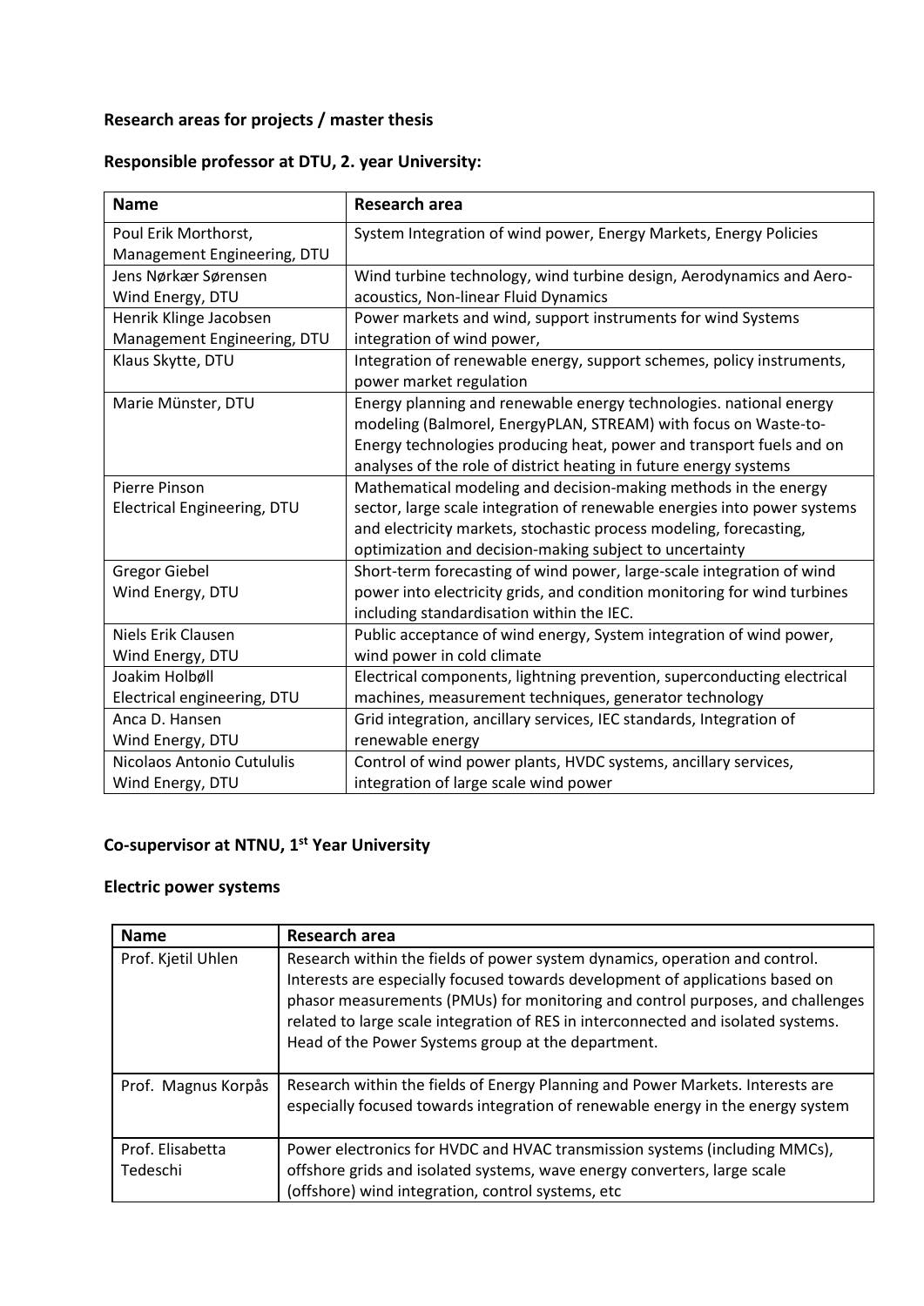**Research areas for projects / master thesis**

**Responsible professor at DTU, 2. year University:**

| Name | Research area |
| --- | --- |
| Poul Erik Morthorst, Management Engineering, DTU | System Integration of wind power, Energy Markets, Energy Policies |
| Jens Nørkær Sørensen Wind Energy, DTU | Wind turbine technology, wind turbine design, Aerodynamics and Aero-acoustics, Non-linear Fluid Dynamics |
| Henrik Klinge Jacobsen Management Engineering, DTU | Power markets and wind, support instruments for wind Systems integration of wind power, |
| Klaus Skytte, DTU | Integration of renewable energy, support schemes, policy instruments, power market regulation |
| Marie Münster, DTU | Energy planning and renewable energy technologies. national energy modeling (Balmorel, EnergyPLAN, STREAM) with focus on Waste-to-Energy technologies producing heat, power and transport fuels and on analyses of the role of district heating in future energy systems |
| Pierre Pinson Electrical Engineering, DTU | Mathematical modeling and decision-making methods in the energy sector, large scale integration of renewable energies into power systems and electricity markets, stochastic process modeling, forecasting, optimization and decision-making subject to uncertainty |
| Gregor Giebel Wind Energy, DTU | Short-term forecasting of wind power, large-scale integration of wind power into electricity grids, and condition monitoring for wind turbines including standardisation within the IEC. |
| Niels Erik Clausen Wind Energy, DTU | Public acceptance of wind energy, System integration of wind power, wind power in cold climate |
| Joakim Holbøll Electrical engineering, DTU | Electrical components, lightning prevention, superconducting electrical machines, measurement techniques, generator technology |
| Anca D. Hansen Wind Energy, DTU | Grid integration, ancillary services, IEC standards, Integration of renewable energy |
| Nicolaos Antonio Cutululis Wind Energy, DTU | Control of wind power plants, HVDC systems, ancillary services, integration of large scale wind power |

**Co-supervisor at NTNU, 1st Year University**

**Electric power systems**

| Name | Research area |
| --- | --- |
| Prof. Kjetil Uhlen | Research within the fields of power system dynamics, operation and control. Interests are especially focused towards development of applications based on phasor measurements (PMUs) for monitoring and control purposes, and challenges related to large scale integration of RES in interconnected and isolated systems. Head of the Power Systems group at the department. |
| Prof. Magnus Korpås | Research within the fields of Energy Planning and Power Markets. Interests are especially focused towards integration of renewable energy in the energy system |
| Prof. Elisabetta Tedeschi | Power electronics for HVDC and HVAC transmission systems (including MMCs), offshore grids and isolated systems, wave energy converters, large scale (offshore) wind integration, control systems, etc |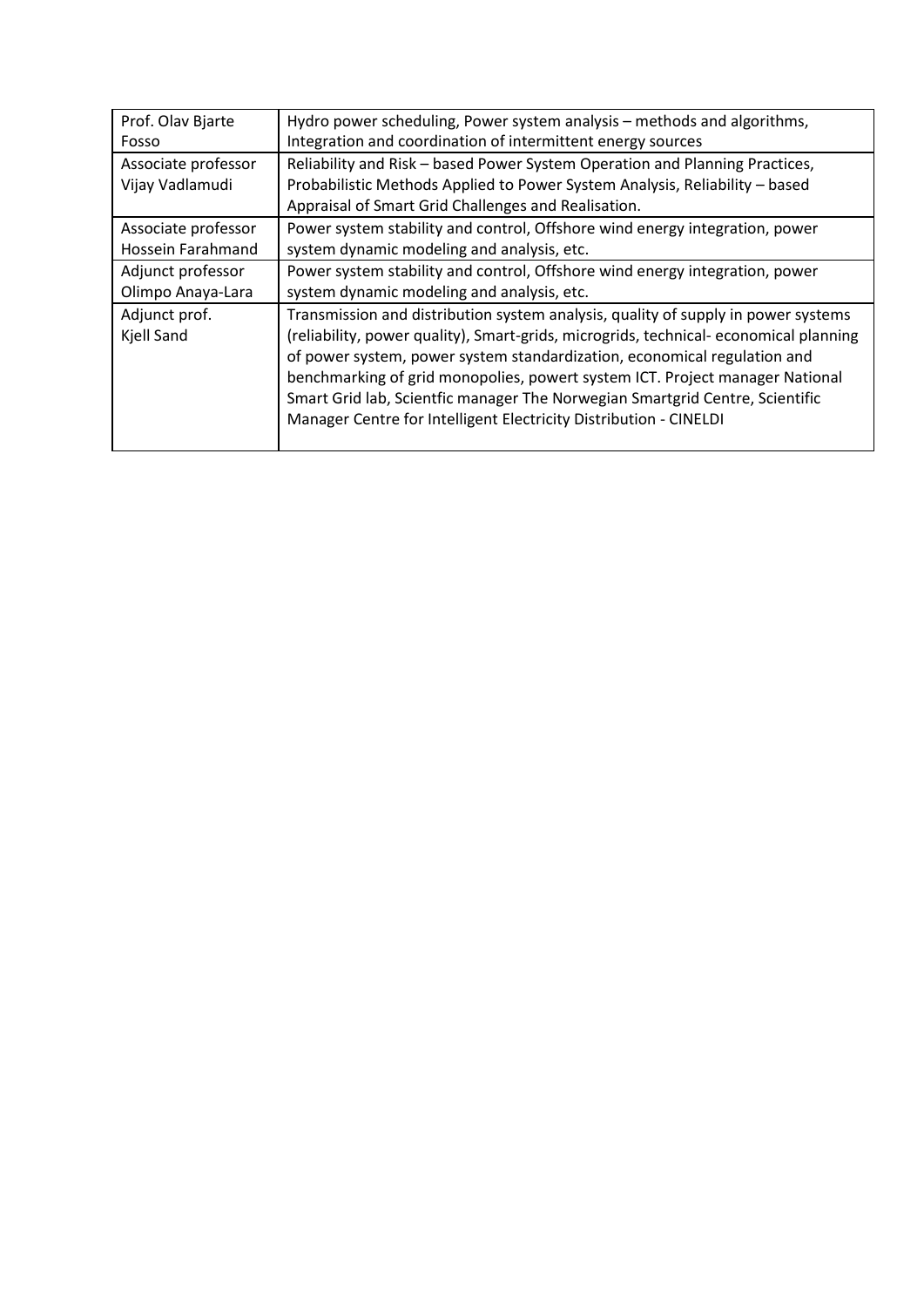| Prof. Olav Bjarte Fosso | Hydro power scheduling, Power system analysis – methods and algorithms, Integration and coordination of intermittent energy sources |
|---|---|
| Associate professor Vijay Vadlamudi | Reliability and Risk – based Power System Operation and Planning Practices, Probabilistic Methods Applied to Power System Analysis, Reliability – based Appraisal of Smart Grid Challenges and Realisation. |
| Associate professor Hossein Farahmand | Power system stability and control, Offshore wind energy integration, power system dynamic modeling and analysis, etc. |
| Adjunct professor Olimpo Anaya-Lara | Power system stability and control, Offshore wind energy integration, power system dynamic modeling and analysis, etc. |
| Adjunct prof. Kjell Sand | Transmission and distribution system analysis, quality of supply in power systems (reliability, power quality), Smart-grids, microgrids, technical- economical planning of power system, power system standardization, economical regulation and benchmarking of grid monopolies, powert system ICT. Project manager National Smart Grid lab, Scientfic manager The Norwegian Smartgrid Centre, Scientific Manager Centre for Intelligent Electricity Distribution - CINELDI |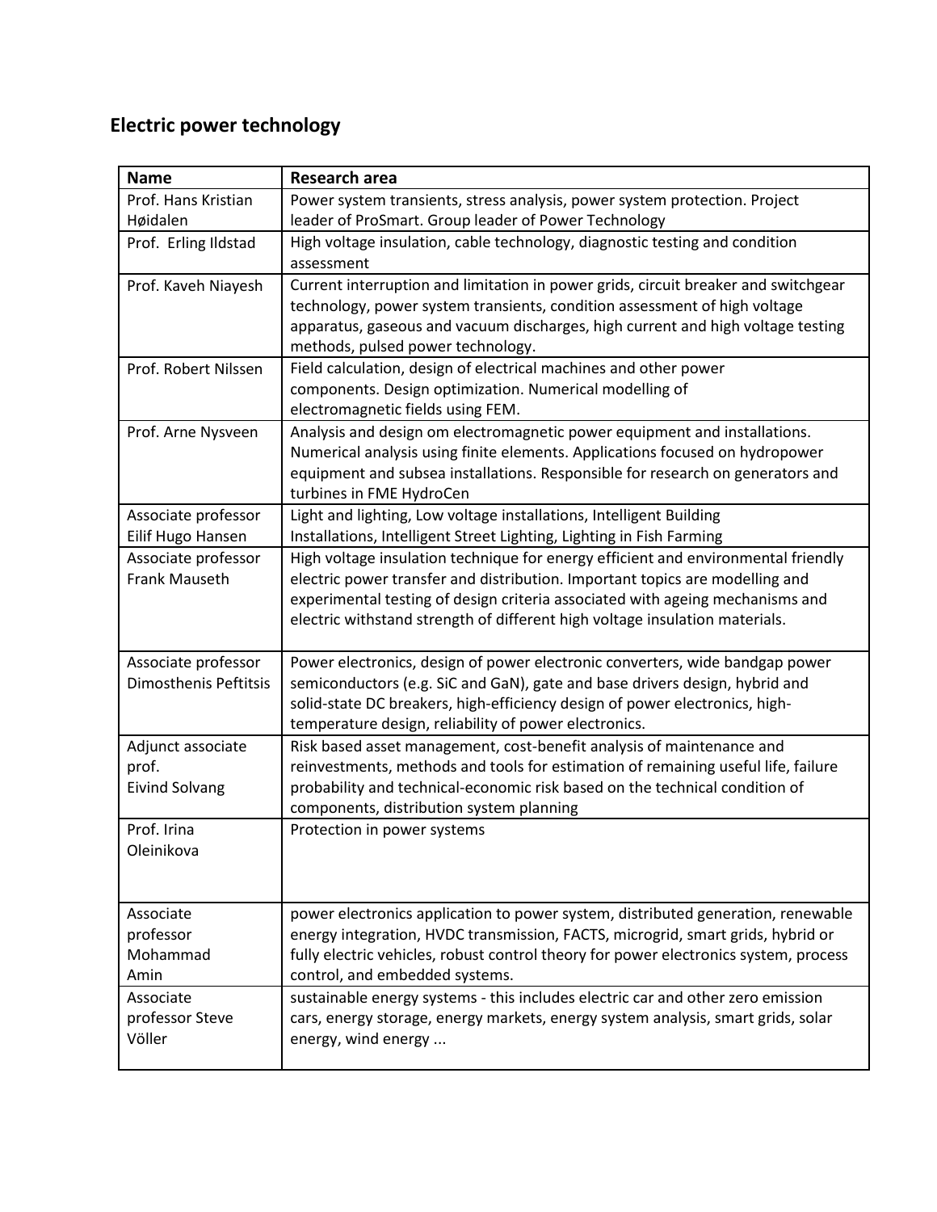## Electric power technology

| Name | Research area |
|---|---|
| Prof. Hans Kristian Høidalen | Power system transients, stress analysis, power system protection. Project leader of ProSmart. Group leader of Power Technology |
| Prof. Erling Ildstad | High voltage insulation, cable technology, diagnostic testing and condition assessment |
| Prof. Kaveh Niayesh | Current interruption and limitation in power grids, circuit breaker and switchgear technology, power system transients, condition assessment of high voltage apparatus, gaseous and vacuum discharges, high current and high voltage testing methods, pulsed power technology. |
| Prof. Robert Nilssen | Field calculation, design of electrical machines and other power components. Design optimization. Numerical modelling of electromagnetic fields using FEM. |
| Prof. Arne Nysveen | Analysis and design om electromagnetic power equipment and installations. Numerical analysis using finite elements. Applications focused on hydropower equipment and subsea installations. Responsible for research on generators and turbines in FME HydroCen |
| Associate professor Eilif Hugo Hansen | Light and lighting, Low voltage installations, Intelligent Building Installations, Intelligent Street Lighting, Lighting in Fish Farming |
| Associate professor Frank Mauseth | High voltage insulation technique for energy efficient and environmental friendly electric power transfer and distribution. Important topics are modelling and experimental testing of design criteria associated with ageing mechanisms and electric withstand strength of different high voltage insulation materials. |
| Associate professor Dimosthenis Peftitsis | Power electronics, design of power electronic converters, wide bandgap power semiconductors (e.g. SiC and GaN), gate and base drivers design, hybrid and solid-state DC breakers, high-efficiency design of power electronics, high-temperature design, reliability of power electronics. |
| Adjunct associate prof. Eivind Solvang | Risk based asset management, cost-benefit analysis of maintenance and reinvestments, methods and tools for estimation of remaining useful life, failure probability and technical-economic risk based on the technical condition of components, distribution system planning |
| Prof. Irina Oleinikova | Protection in power systems |
| Associate professor Mohammad Amin | power electronics application to power system, distributed generation, renewable energy integration, HVDC transmission, FACTS, microgrid, smart grids, hybrid or fully electric vehicles, robust control theory for power electronics system, process control, and embedded systems. |
| Associate professor Steve Völler | sustainable energy systems - this includes electric car and other zero emission cars, energy storage, energy markets, energy system analysis, smart grids, solar energy, wind energy ... |